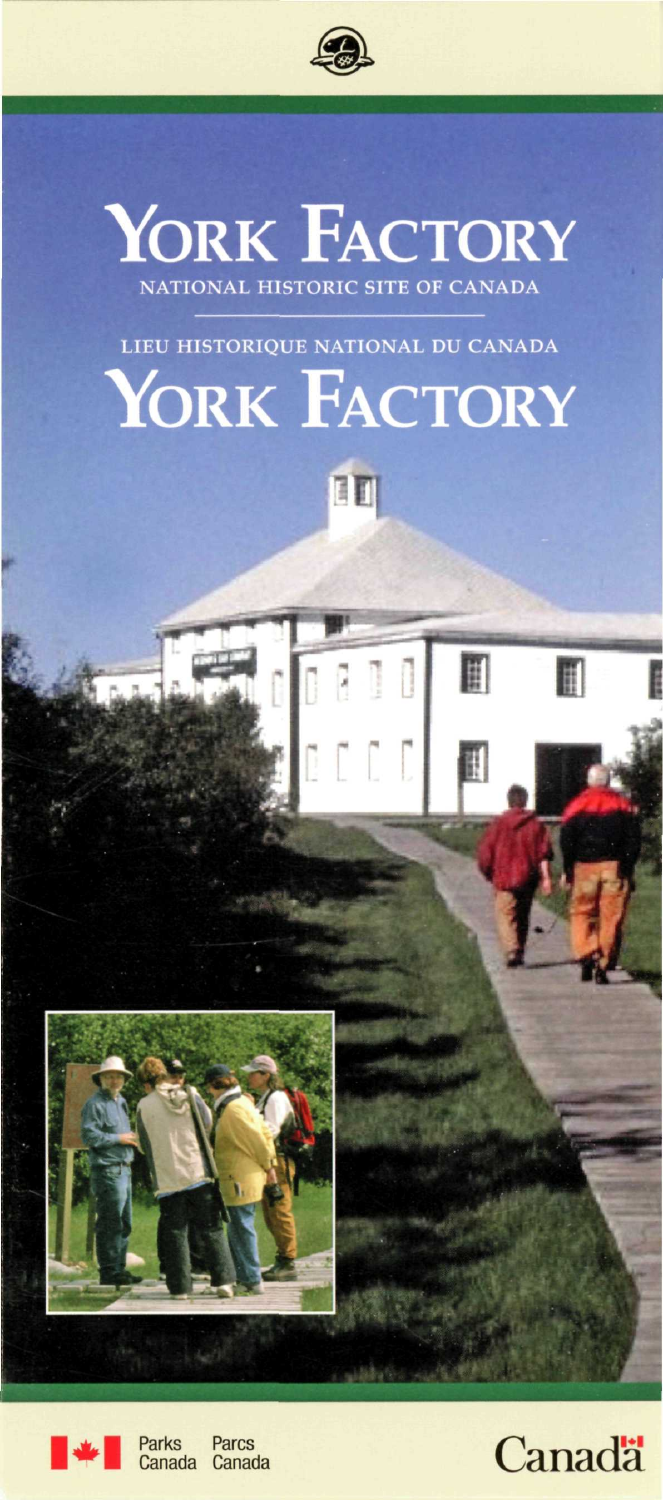# YORK FACTORY

NATIONAL HISTORIC SITE OF CANADA

LIEU HISTORIQUE NATIONAL DU CANADA

# YORK FACTORY

Parks Canada | Parcs Canada

Canada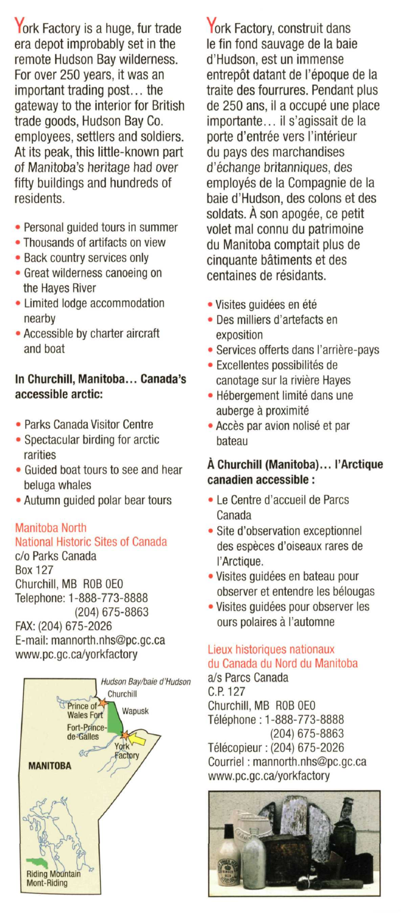York Factory is a huge, fur trade era depot improbably set in the remote Hudson Bay wilderness. For over 250 years, it was an important trading post... the gateway to the interior for British trade goods, Hudson Bay Co. employees, settlers and soldiers. At its peak, this little-known part of Manitoba's heritage had over fifty buildings and hundreds of residents.

- Personal guided tours in summer
- Thousands of artifacts on view
- Back country services only
- Great wilderness canoeing on the Hayes River
- Limited lodge accommodation nearby
- Accessible by charter aircraft and boat

**In Churchill, Manitoba... Canada's accessible arctic:**

- Parks Canada Visitor Centre
- Spectacular birding for arctic rarities
- Guided boat tours to see and hear beluga whales
- Autumn guided polar bear tours

Manitoba North
National Historic Sites of Canada
c/o Parks Canada
Box 127
Churchill, MB R0B 0E0
Telephone: 1-888-773-8888
(204) 675-8863
FAX: (204) 675-2026
E-mail: mannorth.nhs@pc.gc.ca
www.pc.gc.ca/yorkfactory

Hudson Bay/baie d'Hudson
Churchill
Prince of Wales Fort
Fort-Prince-de-Galles
Wapusk
York Factory
MANITOBA
Riding Mountain
Mont-Riding

York Factory, construit dans le fin fond sauvage de la baie d'Hudson, est un immense entrepôt datant de l'époque de la traite des fourrures. Pendant plus de 250 ans, il a occupé une place importante... il s'agissait de la porte d'entrée vers l'intérieur du pays des marchandises d'échange britanniques, des employés de la Compagnie de la baie d'Hudson, des colons et des soldats. À son apogée, ce petit volet mal connu du patrimoine du Manitoba comptait plus de cinquante bâtiments et des centaines de résidants.

- Visites guidées en été
- Des milliers d'artefacts en exposition
- Services offerts dans l'arrière-pays
- Excellentes possibilités de canotage sur la rivière Hayes
- Hébergement limité dans une auberge à proximité
- Accès par avion nolisé et par bateau

**À Churchill (Manitoba)... l'Arctique canadien accessible :**

- Le Centre d'accueil de Parcs Canada
- Site d'observation exceptionnel des espèces d'oiseaux rares de l'Arctique.
- Visites guidées en bateau pour observer et entendre les bélougas
- Visites guidées pour observer les ours polaires à l'automne

Lieux historiques nationaux du Canada du Nord du Manitoba
a/s Parcs Canada
C.P. 127
Churchill, MB R0B 0E0
Téléphone : 1-888-773-8888
(204) 675-8863
Télécopieur : (204) 675-2026
Courriel : mannorth.nhs@pc.gc.ca
www.pc.gc.ca/yorkfactory